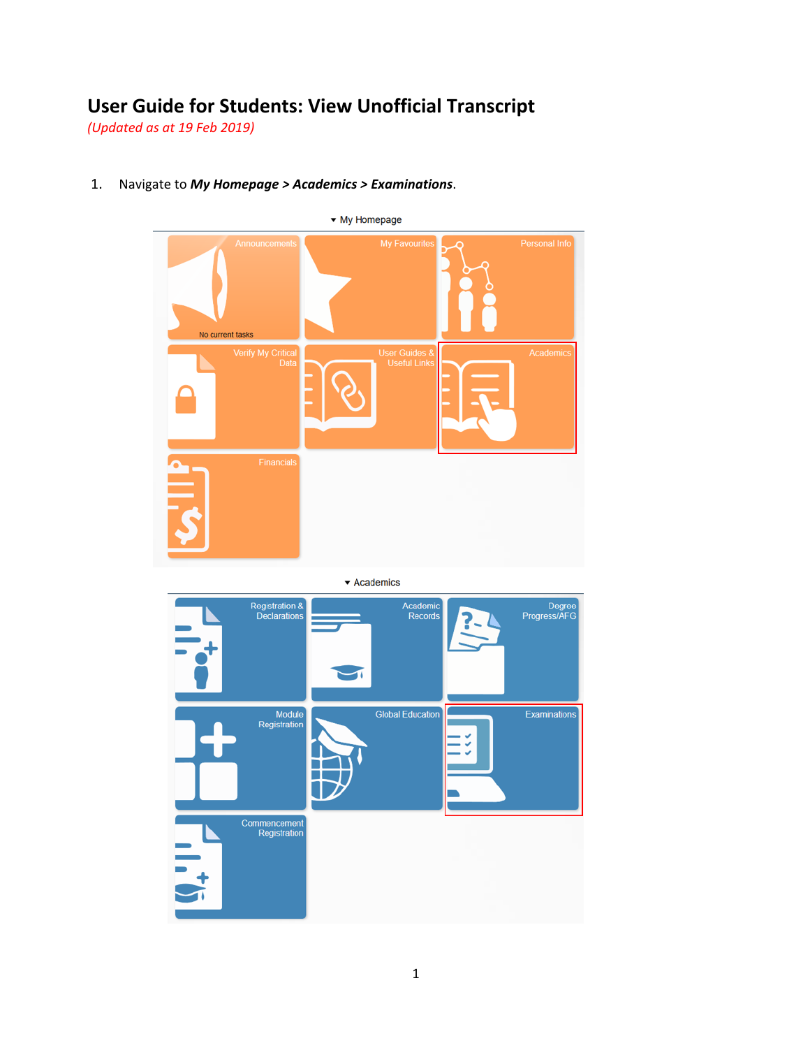# User Guide for Students: View Unofficial Transcript

*(Updated as at 19 Feb 2019)*

1. Navigate to ***My Homepage > Academics > Examinations***.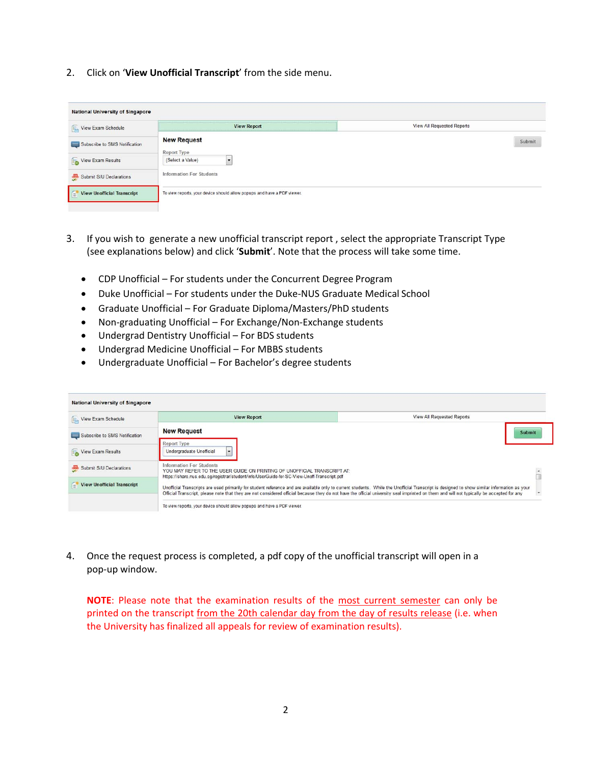2. Click on '**View Unofficial Transcript**' from the side menu.

3. If you wish to generate a new unofficial transcript report , select the appropriate Transcript Type (see explanations below) and click '**Submit**'. Note that the process will take some time.

   - CDP Unofficial – For students under the Concurrent Degree Program
   - Duke Unofficial – For students under the Duke-NUS Graduate Medical School
   - Graduate Unofficial – For Graduate Diploma/Masters/PhD students
   - Non-graduating Unofficial – For Exchange/Non-Exchange students
   - Undergrad Dentistry Unofficial – For BDS students
   - Undergrad Medicine Unofficial – For MBBS students
   - Undergraduate Unofficial – For Bachelor's degree students

4. Once the request process is completed, a pdf copy of the unofficial transcript will open in a pop-up window.

   **NOTE**: Please note that the examination results of the most current semester can only be printed on the transcript from the 20th calendar day from the day of results release (i.e. when the University has finalized all appeals for review of examination results).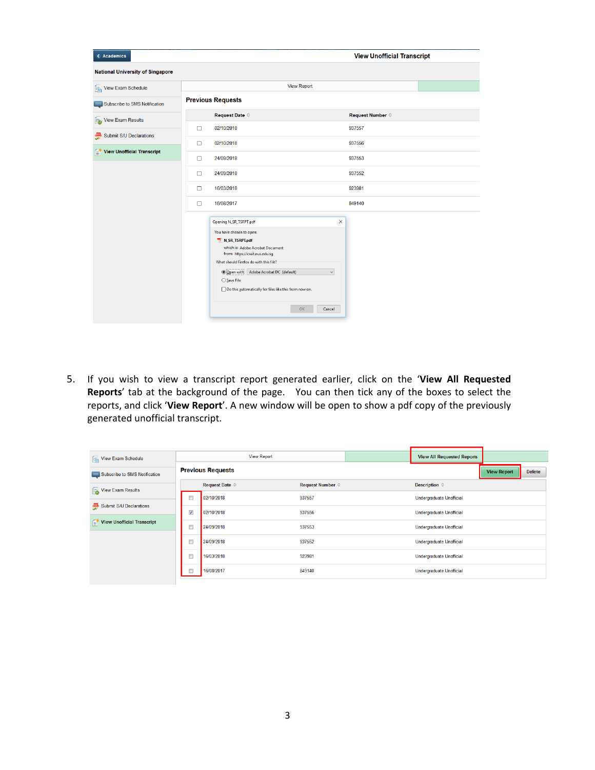5. If you wish to view a transcript report generated earlier, click on the '**View All Requested Reports**' tab at the background of the page. You can then tick any of the boxes to select the reports, and click '**View Report**'. A new window will be open to show a pdf copy of the previously generated unofficial transcript.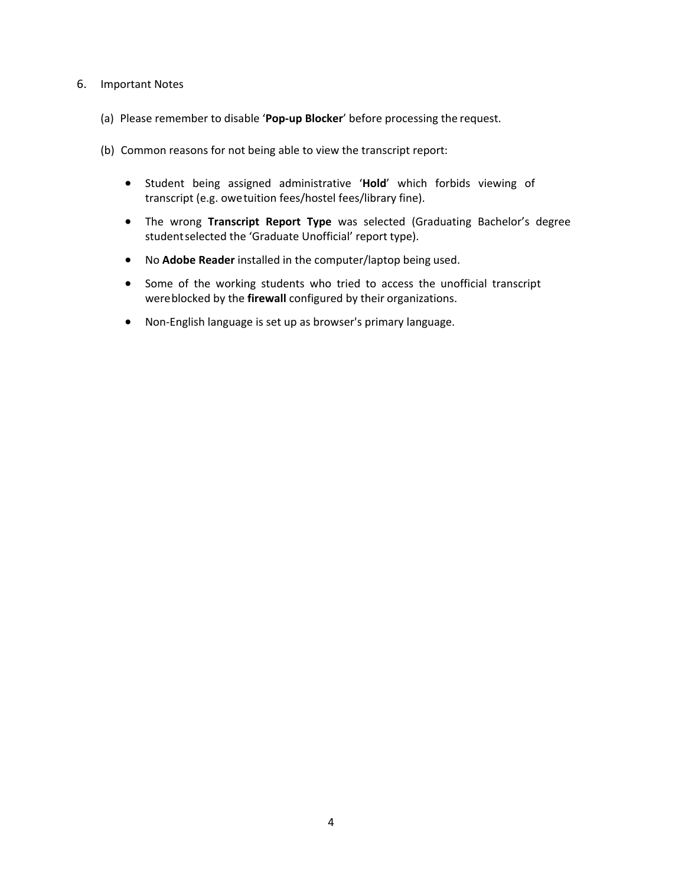6. Important Notes

   (a) Please remember to disable '**Pop-up Blocker**' before processing the request.

   (b) Common reasons for not being able to view the transcript report:

   - Student being assigned administrative '**Hold**' which forbids viewing of transcript (e.g. owe tuition fees/hostel fees/library fine).
   - The wrong **Transcript Report Type** was selected (Graduating Bachelor's degree student selected the 'Graduate Unofficial' report type).
   - No **Adobe Reader** installed in the computer/laptop being used.
   - Some of the working students who tried to access the unofficial transcript were blocked by the **firewall** configured by their organizations.
   - Non-English language is set up as browser's primary language.